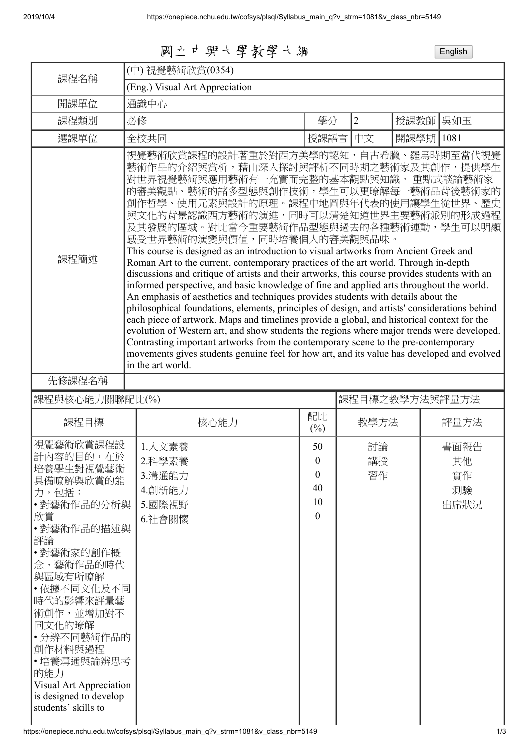# 國立中興大學教學大綱

English

| 課程名稱 | (中) 視覺藝術欣賞(0354) | | | | | |
|---|---|---|---|---|---|---|
| | (Eng.) Visual Art Appreciation | | | | | |
| 開課單位 | 通識中心 | | | | | |
| 課程類別 | 必修 | 學分 | 2 | 授課教師 | 吳如玉 | |
| 選課單位 | 全校共同 | 授課語言 | 中文 | 開課學期 | 1081 | |
| 課程簡述 | 視覺藝術欣賞課程的設計著重於對西方美學的認知，自古希臘、羅馬時期至當代視覺藝術作品的介紹與賞析，藉由深入探討與評析不同時期之藝術家及其創作，提供學生對世界視覺藝術與應用藝術有一充實而完整的基本觀點與知識。 重點式談論藝術家的審美觀點、藝術的諸多型態與創作技術，學生可以更瞭解每一藝術品背後藝術家的創作哲學、使用元素與設計的原理。課程中地圖與年代表的使用讓學生從世界、歷史與文化的背景認識西方藝術的演進，同時可以清楚知道世界主要藝術派別的形成過程及其發展的區域。對比當今重要藝術作品型態與過去的各種藝術運動，學生可以明顯感受世界藝術的演變與價值，同時培養個人的審美觀與品味。<br>This course is designed as an introduction to visual artworks from Ancient Greek and Roman Art to the current, contemporary practices of the art world. Through in-depth discussions and critique of artists and their artworks, this course provides students with an informed perspective, and basic knowledge of fine and applied arts throughout the world. An emphasis of aesthetics and techniques provides students with details about the philosophical foundations, elements, principles of design, and artists' considerations behind each piece of artwork. Maps and timelines provide a global, and historical context for the evolution of Western art, and show students the regions where major trends were developed. Contrasting important artworks from the contemporary scene to the pre-contemporary movements gives students genuine feel for how art, and its value has developed and evolved in the art world. | | | | | |
| 先修課程名稱 | | | | | | |

| 課程與核心能力關聯配比(%) | | | 課程目標之教學方法與評量方法 | |
|---|---|---|---|---|
| 課程目標 | 核心能力 | 配比(%) | 教學方法 | 評量方法 |
| 視覺藝術欣賞課程設計內容的目的，在於培養學生對視覺藝術具備瞭解與欣賞的能力，包括：<br>• 對藝術作品的分析與欣賞<br>• 對藝術作品的描述與評論<br>• 對藝術家的創作概念、藝術作品的時代與區域有所瞭解<br>• 依據不同文化及不同時代的影響來評量藝術創作，並增加對不同文化的瞭解<br>• 分辨不同藝術作品的創作材料與過程<br>• 培養溝通與論辨思考的能力<br>Visual Art Appreciation is designed to develop students' skills to | 1.人文素養<br>2.科學素養<br>3.溝通能力<br>4.創新能力<br>5.國際視野<br>6.社會關懷 | 50<br>0<br>0<br>40<br>10<br>0 | 討論<br>講授<br>習作 | 書面報告<br>其他<br>實作<br>測驗<br>出席狀況 |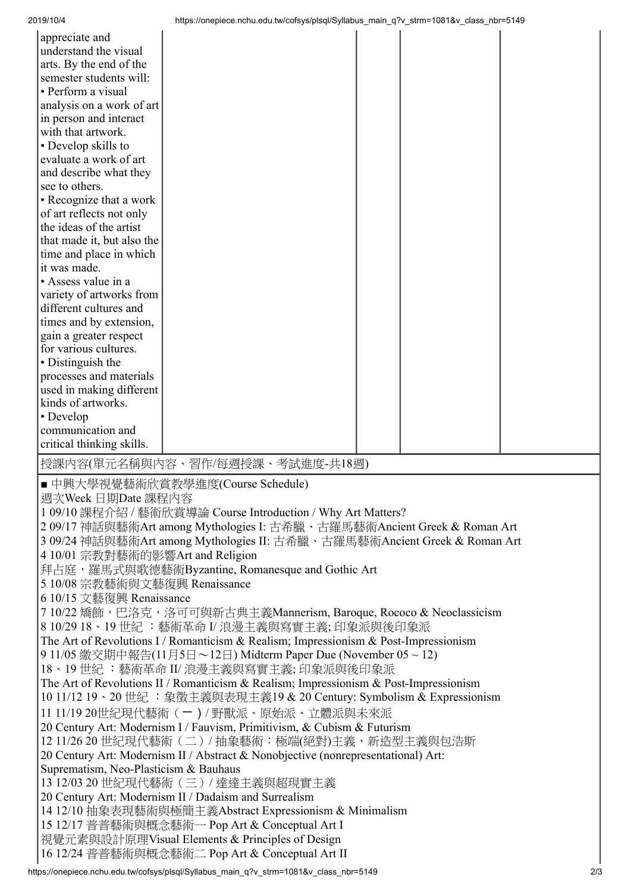| | | | | |
|---|---|---|---|---|
| appreciate and understand the visual arts. By the end of the semester students will:<br>• Perform a visual analysis on a work of art in person and interact with that artwork.<br>• Develop skills to evaluate a work of art and describe what they see to others.<br>• Recognize that a work of art reflects not only the ideas of the artist that made it, but also the time and place in which it was made.<br>• Assess value in a variety of artworks from different cultures and times and by extension, gain a greater respect for various cultures.<br>• Distinguish the processes and materials used in making different kinds of artworks.<br>• Develop communication and critical thinking skills. | | | | |

授課內容(單元名稱與內容、習作/每週授課、考試進度-共18週)

■ 中興大學視覺藝術欣賞教學進度(Course Schedule)
週次Week 日期Date 課程內容
1 09/10 課程介紹 / 藝術欣賞導論 Course Introduction / Why Art Matters?
2 09/17 神話與藝術Art among Mythologies I: 古希臘、古羅馬藝術Ancient Greek & Roman Art
3 09/24 神話與藝術Art among Mythologies II: 古希臘、古羅馬藝術Ancient Greek & Roman Art
4 10/01 宗教對藝術的影響Art and Religion
拜占庭，羅馬式與歌德藝術Byzantine, Romanesque and Gothic Art
5 10/08 宗教藝術與文藝復興 Renaissance
6 10/15 文藝復興 Renaissance
7 10/22 矯飾，巴洛克，洛可可與新古典主義Mannerism, Baroque, Rococo & Neoclassicism
8 10/29 18、19 世紀 ：藝術革命 I/ 浪漫主義與寫實主義; 印象派與後印象派
The Art of Revolutions I / Romanticism & Realism; Impressionism & Post-Impressionism
9 11/05 繳交期中報告(11月5日～12日) Midterm Paper Due (November 05 ~ 12)
18、19 世紀 ：藝術革命 II/ 浪漫主義與寫實主義; 印象派與後印象派
The Art of Revolutions II / Romanticism & Realism; Impressionism & Post-Impressionism
10 11/12 19、20 世紀 ：象徵主義與表現主義19 & 20 Century: Symbolism & Expressionism
11 11/19 20世紀現代藝術（一）/ 野獸派、原始派、立體派與未來派
20 Century Art: Modernism I / Fauvism, Primitivism, & Cubism & Futurism
12 11/26 20 世紀現代藝術（二）/ 抽象藝術：極端(絕對)主義，新造型主義與包浩斯
20 Century Art: Modernism II / Abstract & Nonobjective (nonrepresentational) Art:
Suprematism, Neo-Plasticism & Bauhaus
13 12/03 20 世紀現代藝術（三）/ 達達主義與超現實主義
20 Century Art: Modernism II / Dadaism and Surrealism
14 12/10 抽象表現藝術與極簡主義Abstract Expressionism & Minimalism
15 12/17 普普藝術與概念藝術一 Pop Art & Conceptual Art I
視覺元素與設計原理Visual Elements & Principles of Design
16 12/24 普普藝術與概念藝術二 Pop Art & Conceptual Art II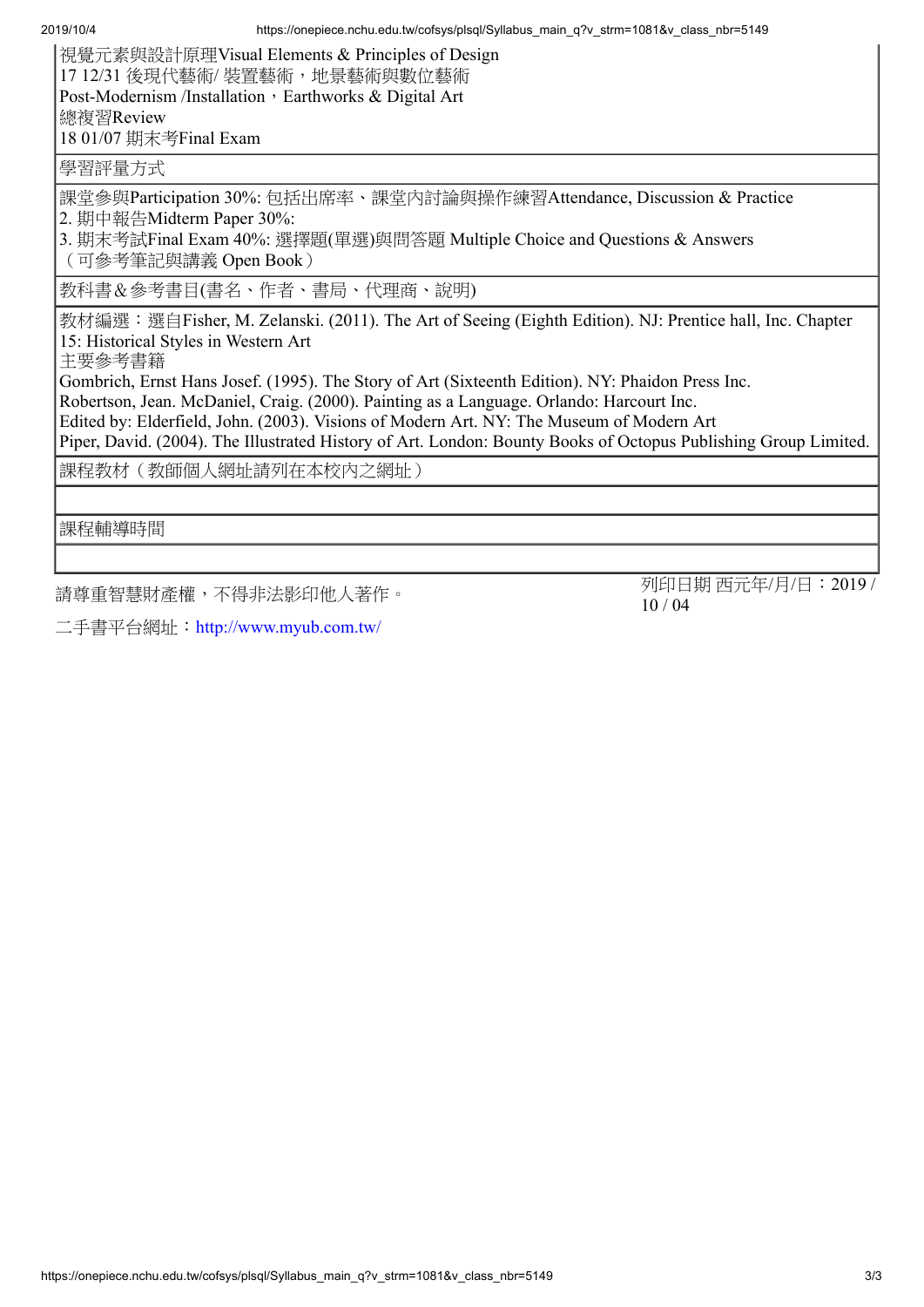視覺元素與設計原理Visual Elements & Principles of Design
17 12/31 後現代藝術/ 裝置藝術，地景藝術與數位藝術
Post-Modernism /Installation，Earthworks & Digital Art
總複習Review
18 01/07 期末考Final Exam

學習評量方式

課堂參與Participation 30%: 包括出席率、課堂內討論與操作練習Attendance, Discussion & Practice
2. 期中報告Midterm Paper 30%:
3. 期末考試Final Exam 40%: 選擇題(單選)與問答題 Multiple Choice and Questions & Answers
（可參考筆記與講義 Open Book）

教科書＆參考書目(書名、作者、書局、代理商、說明)

教材編選：選自Fisher, M. Zelanski. (2011). The Art of Seeing (Eighth Edition). NJ: Prentice hall, Inc. Chapter 15: Historical Styles in Western Art
主要參考書籍
Gombrich, Ernst Hans Josef. (1995). The Story of Art (Sixteenth Edition). NY: Phaidon Press Inc.
Robertson, Jean. McDaniel, Craig. (2000). Painting as a Language. Orlando: Harcourt Inc.
Edited by: Elderfield, John. (2003). Visions of Modern Art. NY: The Museum of Modern Art
Piper, David. (2004). The Illustrated History of Art. London: Bounty Books of Octopus Publishing Group Limited.

課程教材（教師個人網址請列在本校內之網址）

課程輔導時間

請尊重智慧財產權，不得非法影印他人著作。

列印日期 西元年/月/日：2019 / 10 / 04

二手書平台網址：http://www.myub.com.tw/